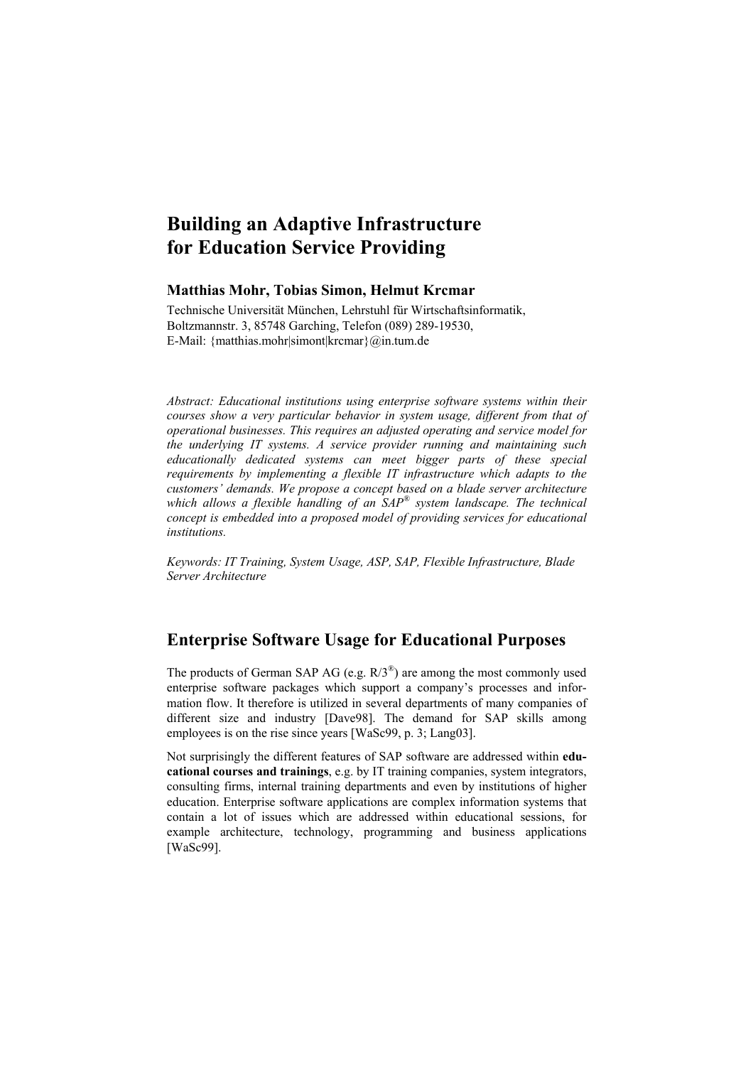# Building an Adaptive Infrastructure for Education Service Providing

**Matthias Mohr, Tobias Simon, Helmut Krcmar**

Technische Universität München, Lehrstuhl für Wirtschaftsinformatik, Boltzmannstr. 3, 85748 Garching, Telefon (089) 289-19530, E-Mail: {matthias.mohr|simont|krcmar}@in.tum.de

*Abstract: Educational institutions using enterprise software systems within their courses show a very particular behavior in system usage, different from that of operational businesses. This requires an adjusted operating and service model for the underlying IT systems. A service provider running and maintaining such educationally dedicated systems can meet bigger parts of these special requirements by implementing a flexible IT infrastructure which adapts to the customers' demands. We propose a concept based on a blade server architecture which allows a flexible handling of an SAP® system landscape. The technical concept is embedded into a proposed model of providing services for educational institutions.*

*Keywords: IT Training, System Usage, ASP, SAP, Flexible Infrastructure, Blade Server Architecture*

## Enterprise Software Usage for Educational Purposes

The products of German SAP AG (e.g. R/3®) are among the most commonly used enterprise software packages which support a company's processes and information flow. It therefore is utilized in several departments of many companies of different size and industry [Dave98]. The demand for SAP skills among employees is on the rise since years [WaSc99, p. 3; Lang03].

Not surprisingly the different features of SAP software are addressed within **educational courses and trainings**, e.g. by IT training companies, system integrators, consulting firms, internal training departments and even by institutions of higher education. Enterprise software applications are complex information systems that contain a lot of issues which are addressed within educational sessions, for example architecture, technology, programming and business applications [WaSc99].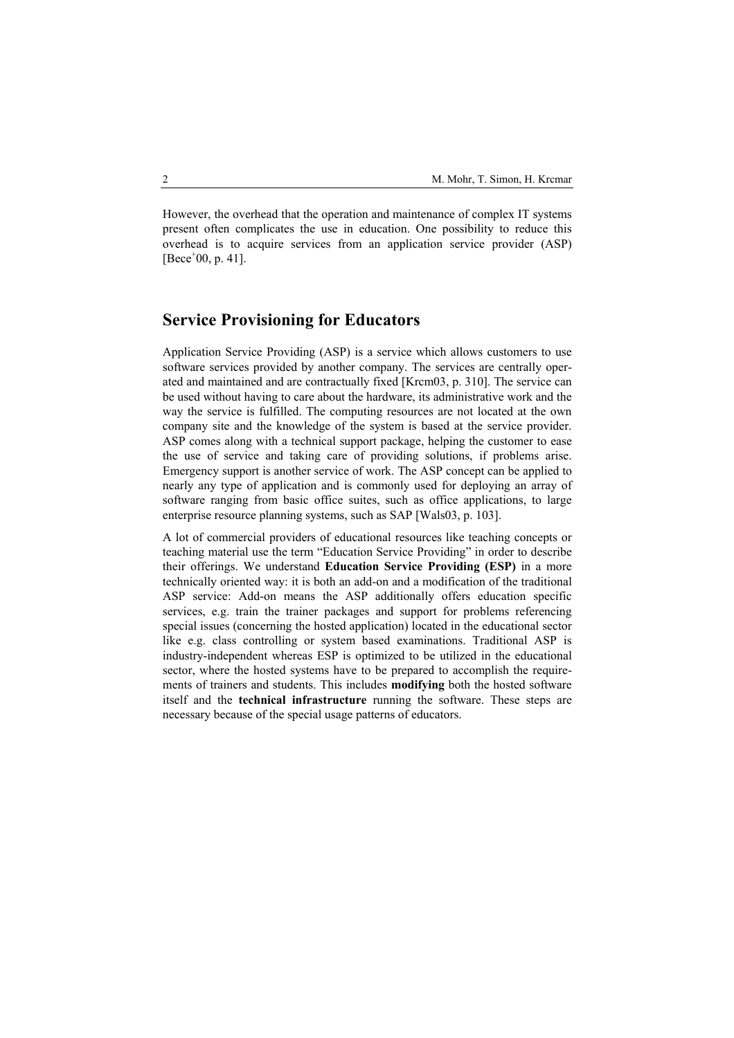However, the overhead that the operation and maintenance of complex IT systems present often complicates the use in education. One possibility to reduce this overhead is to acquire services from an application service provider (ASP) [Bece[+]00, p. 41].

## Service Provisioning for Educators

Application Service Providing (ASP) is a service which allows customers to use software services provided by another company. The services are centrally operated and maintained and are contractually fixed [Krcm03, p. 310]. The service can be used without having to care about the hardware, its administrative work and the way the service is fulfilled. The computing resources are not located at the own company site and the knowledge of the system is based at the service provider. ASP comes along with a technical support package, helping the customer to ease the use of service and taking care of providing solutions, if problems arise. Emergency support is another service of work. The ASP concept can be applied to nearly any type of application and is commonly used for deploying an array of software ranging from basic office suites, such as office applications, to large enterprise resource planning systems, such as SAP [Wals03, p. 103].

A lot of commercial providers of educational resources like teaching concepts or teaching material use the term "Education Service Providing" in order to describe their offerings. We understand **Education Service Providing (ESP)** in a more technically oriented way: it is both an add-on and a modification of the traditional ASP service: Add-on means the ASP additionally offers education specific services, e.g. train the trainer packages and support for problems referencing special issues (concerning the hosted application) located in the educational sector like e.g. class controlling or system based examinations. Traditional ASP is industry-independent whereas ESP is optimized to be utilized in the educational sector, where the hosted systems have to be prepared to accomplish the requirements of trainers and students. This includes **modifying** both the hosted software itself and the **technical infrastructure** running the software. These steps are necessary because of the special usage patterns of educators.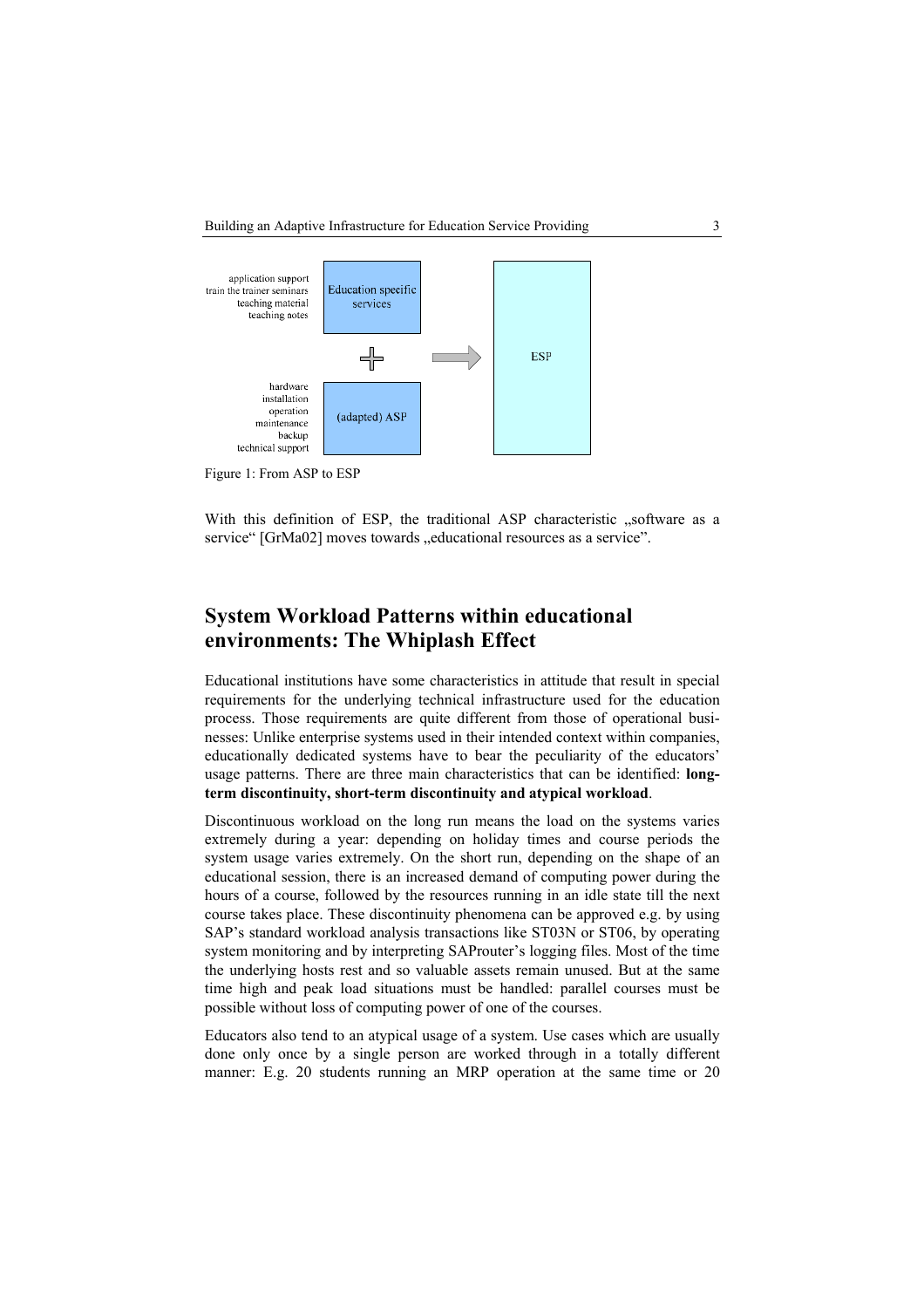application support
train the trainer seminars
teaching material
teaching notes

Education specific services

hardware
installation
operation
maintenance
backup
technical support

(adapted) ASP

ESP

Figure 1: From ASP to ESP

With this definition of ESP, the traditional ASP characteristic „software as a service" [GrMa02] moves towards „educational resources as a service".

## System Workload Patterns within educational environments: The Whiplash Effect

Educational institutions have some characteristics in attitude that result in special requirements for the underlying technical infrastructure used for the education process. Those requirements are quite different from those of operational businesses: Unlike enterprise systems used in their intended context within companies, educationally dedicated systems have to bear the peculiarity of the educators' usage patterns. There are three main characteristics that can be identified: **long-term discontinuity, short-term discontinuity and atypical workload**.

Discontinuous workload on the long run means the load on the systems varies extremely during a year: depending on holiday times and course periods the system usage varies extremely. On the short run, depending on the shape of an educational session, there is an increased demand of computing power during the hours of a course, followed by the resources running in an idle state till the next course takes place. These discontinuity phenomena can be approved e.g. by using SAP's standard workload analysis transactions like ST03N or ST06, by operating system monitoring and by interpreting SAProuter's logging files. Most of the time the underlying hosts rest and so valuable assets remain unused. But at the same time high and peak load situations must be handled: parallel courses must be possible without loss of computing power of one of the courses.

Educators also tend to an atypical usage of a system. Use cases which are usually done only once by a single person are worked through in a totally different manner: E.g. 20 students running an MRP operation at the same time or 20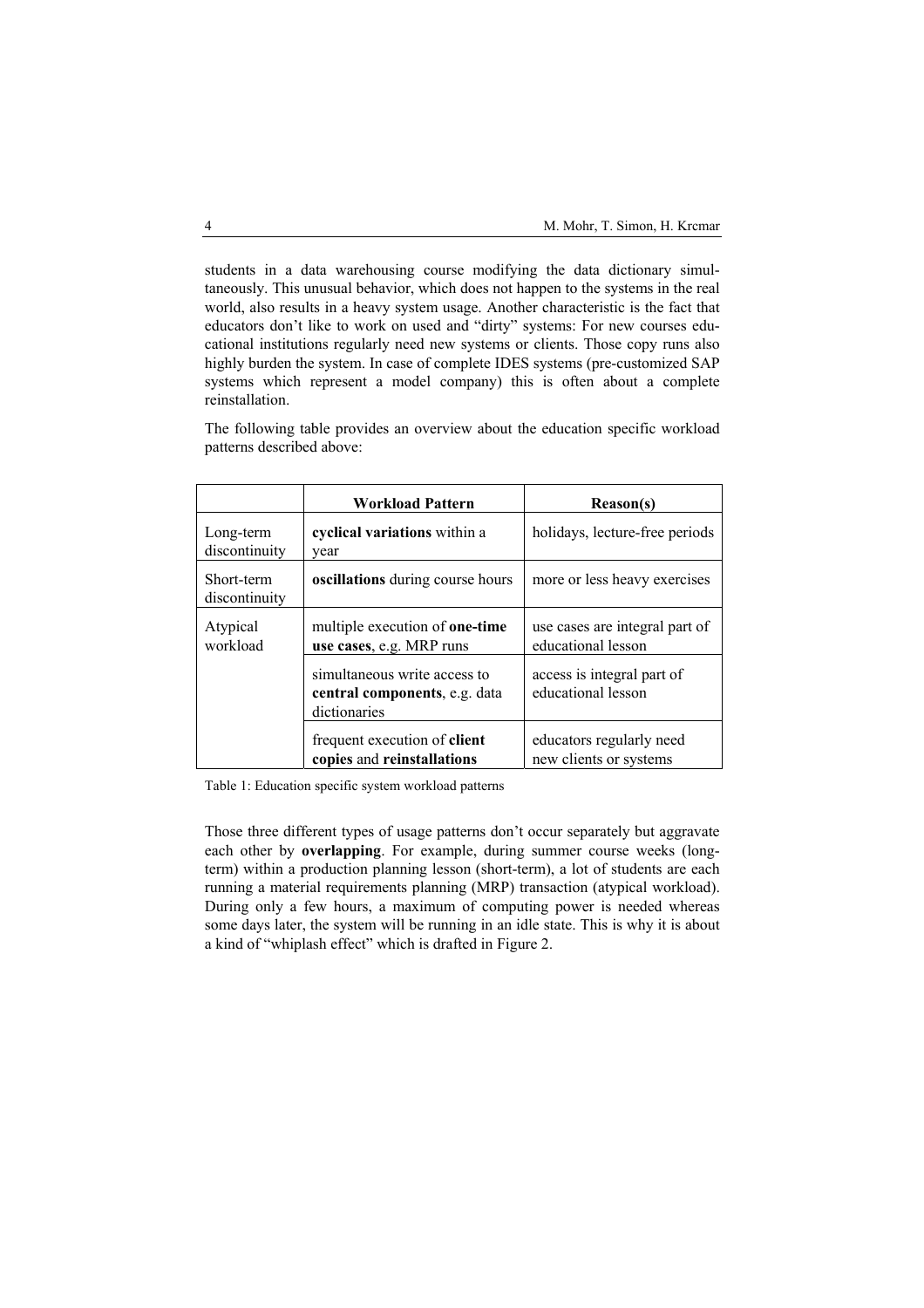students in a data warehousing course modifying the data dictionary simultaneously. This unusual behavior, which does not happen to the systems in the real world, also results in a heavy system usage. Another characteristic is the fact that educators don't like to work on used and "dirty" systems: For new courses educational institutions regularly need new systems or clients. Those copy runs also highly burden the system. In case of complete IDES systems (pre-customized SAP systems which represent a model company) this is often about a complete reinstallation.

The following table provides an overview about the education specific workload patterns described above:

| | **Workload Pattern** | **Reason(s)** |
|---|---|---|
| Long-term discontinuity | **cyclical variations** within a year | holidays, lecture-free periods |
| Short-term discontinuity | **oscillations** during course hours | more or less heavy exercises |
| Atypical workload | multiple execution of **one-time use cases**, e.g. MRP runs | use cases are integral part of educational lesson |
| | simultaneous write access to **central components**, e.g. data dictionaries | access is integral part of educational lesson |
| | frequent execution of **client copies** and **reinstallations** | educators regularly need new clients or systems |

Table 1: Education specific system workload patterns

Those three different types of usage patterns don't occur separately but aggravate each other by **overlapping**. For example, during summer course weeks (long-term) within a production planning lesson (short-term), a lot of students are each running a material requirements planning (MRP) transaction (atypical workload). During only a few hours, a maximum of computing power is needed whereas some days later, the system will be running in an idle state. This is why it is about a kind of "whiplash effect" which is drafted in Figure 2.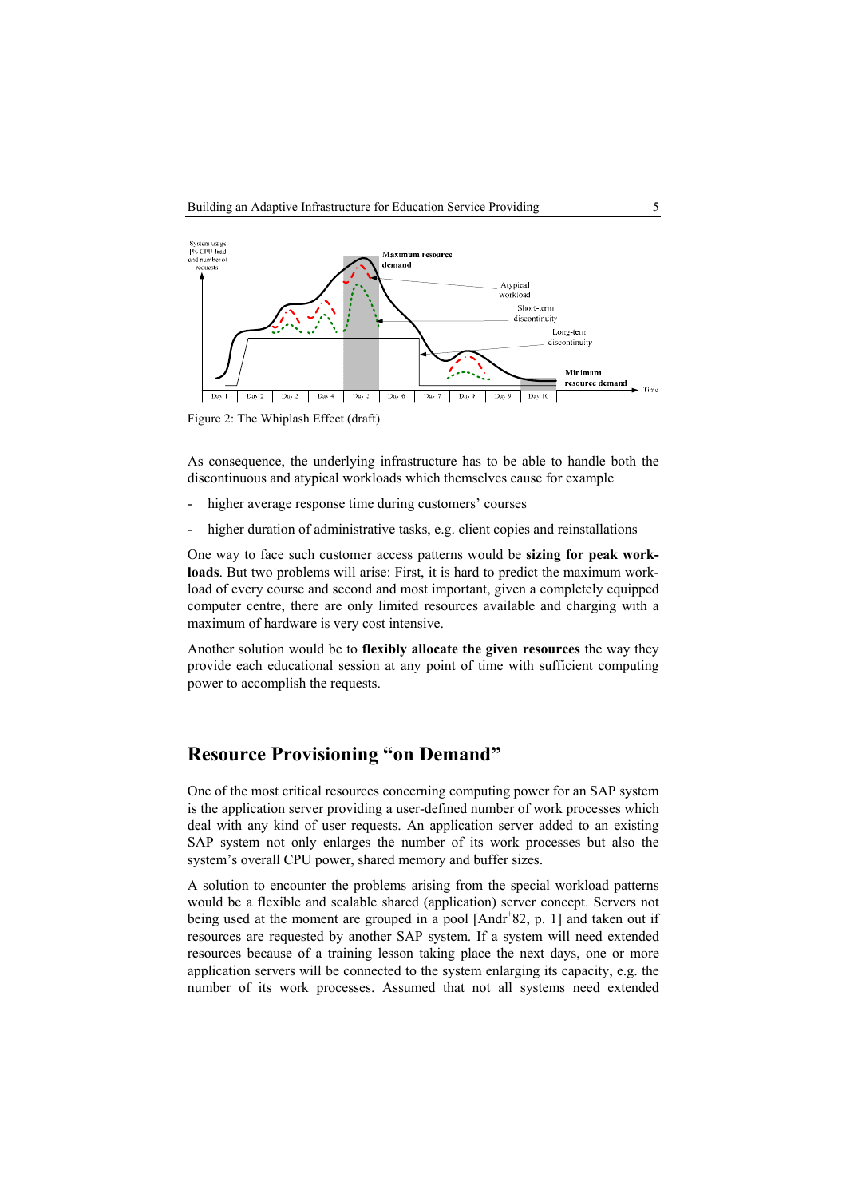Figure 2: The Whiplash Effect (draft)

As consequence, the underlying infrastructure has to be able to handle both the discontinuous and atypical workloads which themselves cause for example

- higher average response time during customers' courses
- higher duration of administrative tasks, e.g. client copies and reinstallations

One way to face such customer access patterns would be **sizing for peak workloads**. But two problems will arise: First, it is hard to predict the maximum workload of every course and second and most important, given a completely equipped computer centre, there are only limited resources available and charging with a maximum of hardware is very cost intensive.

Another solution would be to **flexibly allocate the given resources** the way they provide each educational session at any point of time with sufficient computing power to accomplish the requests.

## Resource Provisioning "on Demand"

One of the most critical resources concerning computing power for an SAP system is the application server providing a user-defined number of work processes which deal with any kind of user requests. An application server added to an existing SAP system not only enlarges the number of its work processes but also the system's overall CPU power, shared memory and buffer sizes.

A solution to encounter the problems arising from the special workload patterns would be a flexible and scalable shared (application) server concept. Servers not being used at the moment are grouped in a pool [Andr+82, p. 1] and taken out if resources are requested by another SAP system. If a system will need extended resources because of a training lesson taking place the next days, one or more application servers will be connected to the system enlarging its capacity, e.g. the number of its work processes. Assumed that not all systems need extended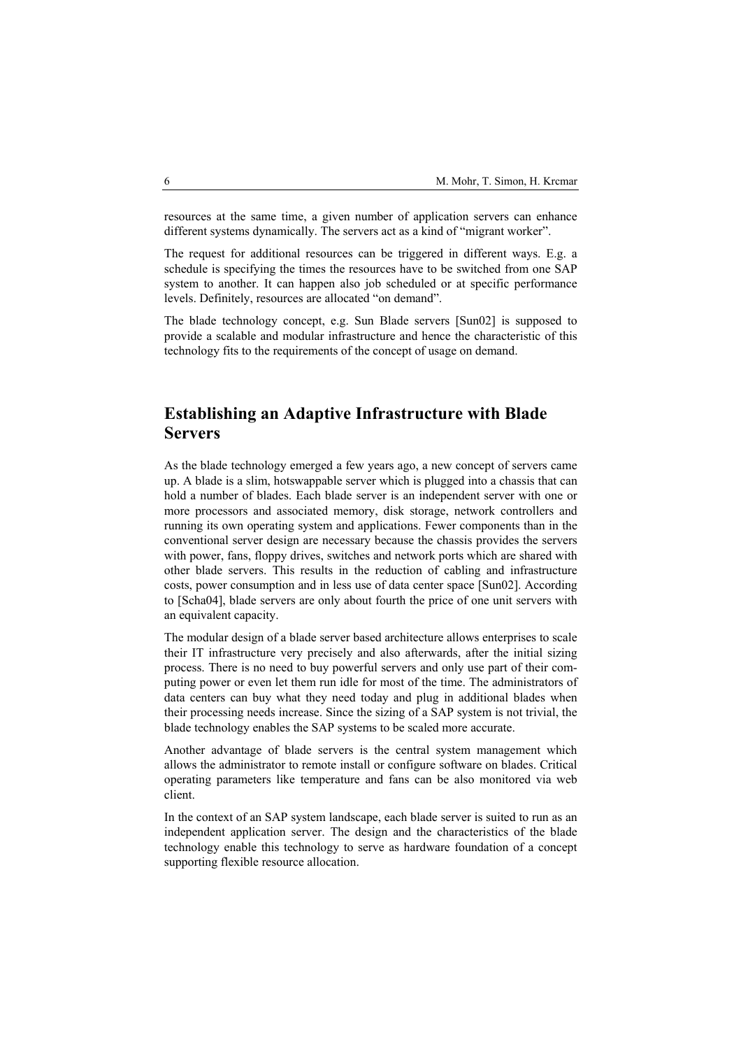resources at the same time, a given number of application servers can enhance different systems dynamically. The servers act as a kind of “migrant worker”.

The request for additional resources can be triggered in different ways. E.g. a schedule is specifying the times the resources have to be switched from one SAP system to another. It can happen also job scheduled or at specific performance levels. Definitely, resources are allocated “on demand”.

The blade technology concept, e.g. Sun Blade servers [Sun02] is supposed to provide a scalable and modular infrastructure and hence the characteristic of this technology fits to the requirements of the concept of usage on demand.

## Establishing an Adaptive Infrastructure with Blade Servers

As the blade technology emerged a few years ago, a new concept of servers came up. A blade is a slim, hotswappable server which is plugged into a chassis that can hold a number of blades. Each blade server is an independent server with one or more processors and associated memory, disk storage, network controllers and running its own operating system and applications. Fewer components than in the conventional server design are necessary because the chassis provides the servers with power, fans, floppy drives, switches and network ports which are shared with other blade servers. This results in the reduction of cabling and infrastructure costs, power consumption and in less use of data center space [Sun02]. According to [Scha04], blade servers are only about fourth the price of one unit servers with an equivalent capacity.

The modular design of a blade server based architecture allows enterprises to scale their IT infrastructure very precisely and also afterwards, after the initial sizing process. There is no need to buy powerful servers and only use part of their computing power or even let them run idle for most of the time. The administrators of data centers can buy what they need today and plug in additional blades when their processing needs increase. Since the sizing of a SAP system is not trivial, the blade technology enables the SAP systems to be scaled more accurate.

Another advantage of blade servers is the central system management which allows the administrator to remote install or configure software on blades. Critical operating parameters like temperature and fans can be also monitored via web client.

In the context of an SAP system landscape, each blade server is suited to run as an independent application server. The design and the characteristics of the blade technology enable this technology to serve as hardware foundation of a concept supporting flexible resource allocation.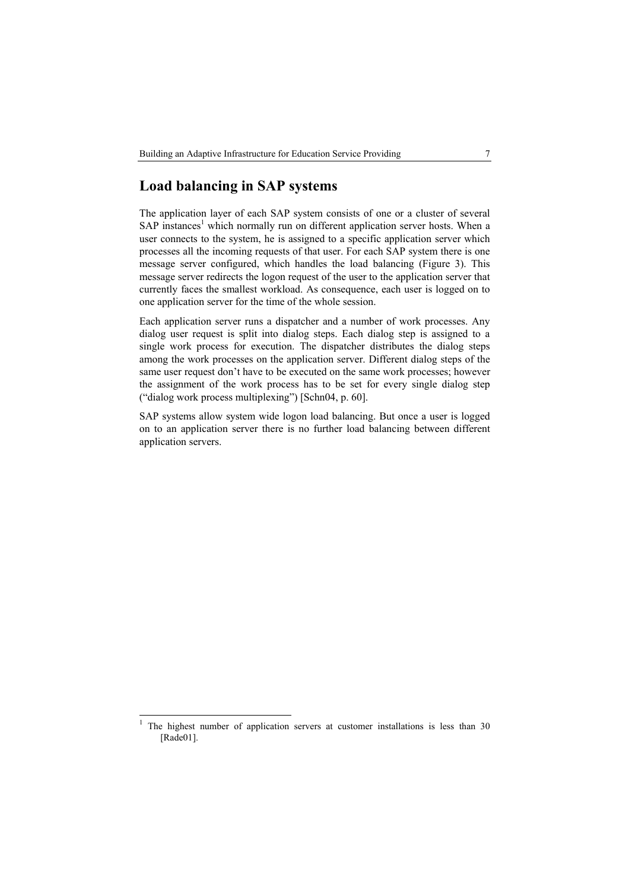## Load balancing in SAP systems

The application layer of each SAP system consists of one or a cluster of several SAP instances[1] which normally run on different application server hosts. When a user connects to the system, he is assigned to a specific application server which processes all the incoming requests of that user. For each SAP system there is one message server configured, which handles the load balancing (Figure 3). This message server redirects the logon request of the user to the application server that currently faces the smallest workload. As consequence, each user is logged on to one application server for the time of the whole session.

Each application server runs a dispatcher and a number of work processes. Any dialog user request is split into dialog steps. Each dialog step is assigned to a single work process for execution. The dispatcher distributes the dialog steps among the work processes on the application server. Different dialog steps of the same user request don't have to be executed on the same work processes; however the assignment of the work process has to be set for every single dialog step ("dialog work process multiplexing") [Schn04, p. 60].

SAP systems allow system wide logon load balancing. But once a user is logged on to an application server there is no further load balancing between different application servers.

---

[1] The highest number of application servers at customer installations is less than 30 [Rade01].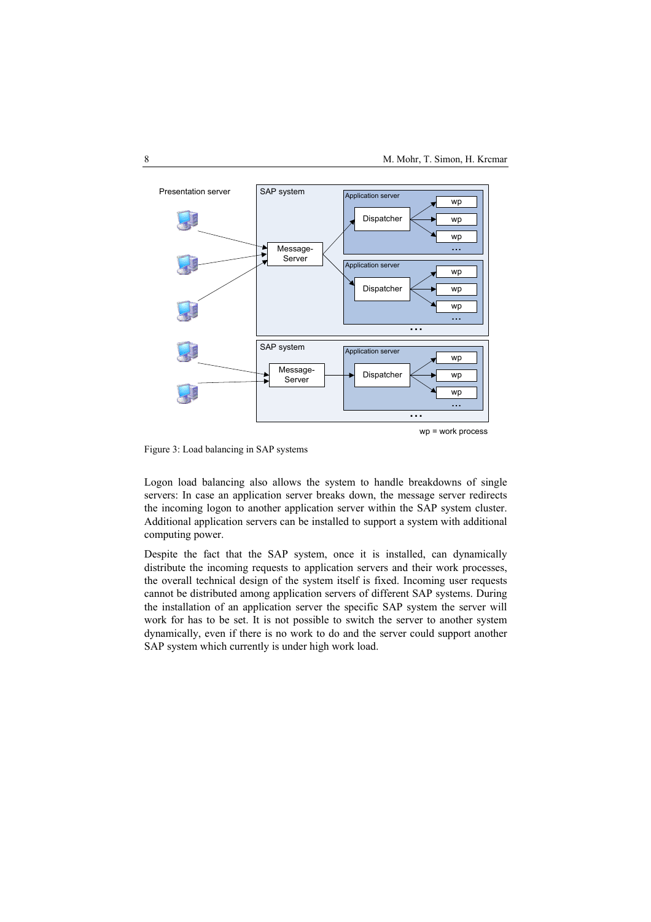Figure 3: Load balancing in SAP systems

Logon load balancing also allows the system to handle breakdowns of single servers: In case an application server breaks down, the message server redirects the incoming logon to another application server within the SAP system cluster. Additional application servers can be installed to support a system with additional computing power.

Despite the fact that the SAP system, once it is installed, can dynamically distribute the incoming requests to application servers and their work processes, the overall technical design of the system itself is fixed. Incoming user requests cannot be distributed among application servers of different SAP systems. During the installation of an application server the specific SAP system the server will work for has to be set. It is not possible to switch the server to another system dynamically, even if there is no work to do and the server could support another SAP system which currently is under high work load.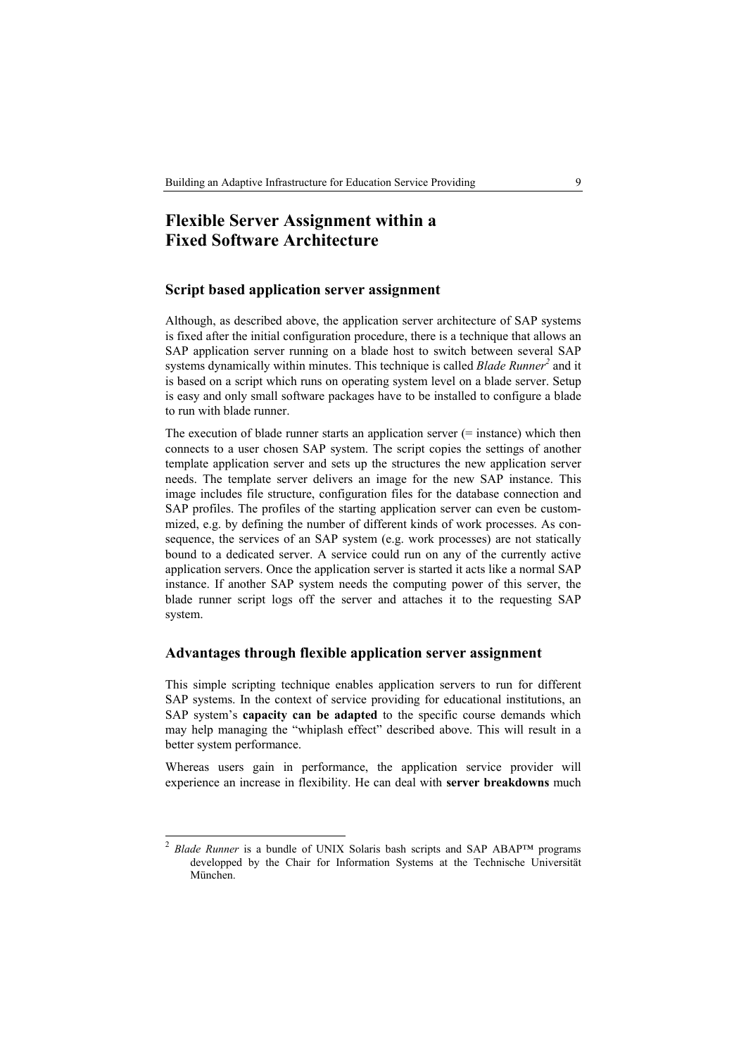# Flexible Server Assignment within a Fixed Software Architecture

## Script based application server assignment

Although, as described above, the application server architecture of SAP systems is fixed after the initial configuration procedure, there is a technique that allows an SAP application server running on a blade host to switch between several SAP systems dynamically within minutes. This technique is called *Blade Runner*[2] and it is based on a script which runs on operating system level on a blade server. Setup is easy and only small software packages have to be installed to configure a blade to run with blade runner.

The execution of blade runner starts an application server (= instance) which then connects to a user chosen SAP system. The script copies the settings of another template application server and sets up the structures the new application server needs. The template server delivers an image for the new SAP instance. This image includes file structure, configuration files for the database connection and SAP profiles. The profiles of the starting application server can even be custommized, e.g. by defining the number of different kinds of work processes. As consequence, the services of an SAP system (e.g. work processes) are not statically bound to a dedicated server. A service could run on any of the currently active application servers. Once the application server is started it acts like a normal SAP instance. If another SAP system needs the computing power of this server, the blade runner script logs off the server and attaches it to the requesting SAP system.

## Advantages through flexible application server assignment

This simple scripting technique enables application servers to run for different SAP systems. In the context of service providing for educational institutions, an SAP system's **capacity can be adapted** to the specific course demands which may help managing the "whiplash effect" described above. This will result in a better system performance.

Whereas users gain in performance, the application service provider will experience an increase in flexibility. He can deal with **server breakdowns** much

[2] *Blade Runner* is a bundle of UNIX Solaris bash scripts and SAP ABAP™ programs developped by the Chair for Information Systems at the Technische Universität München.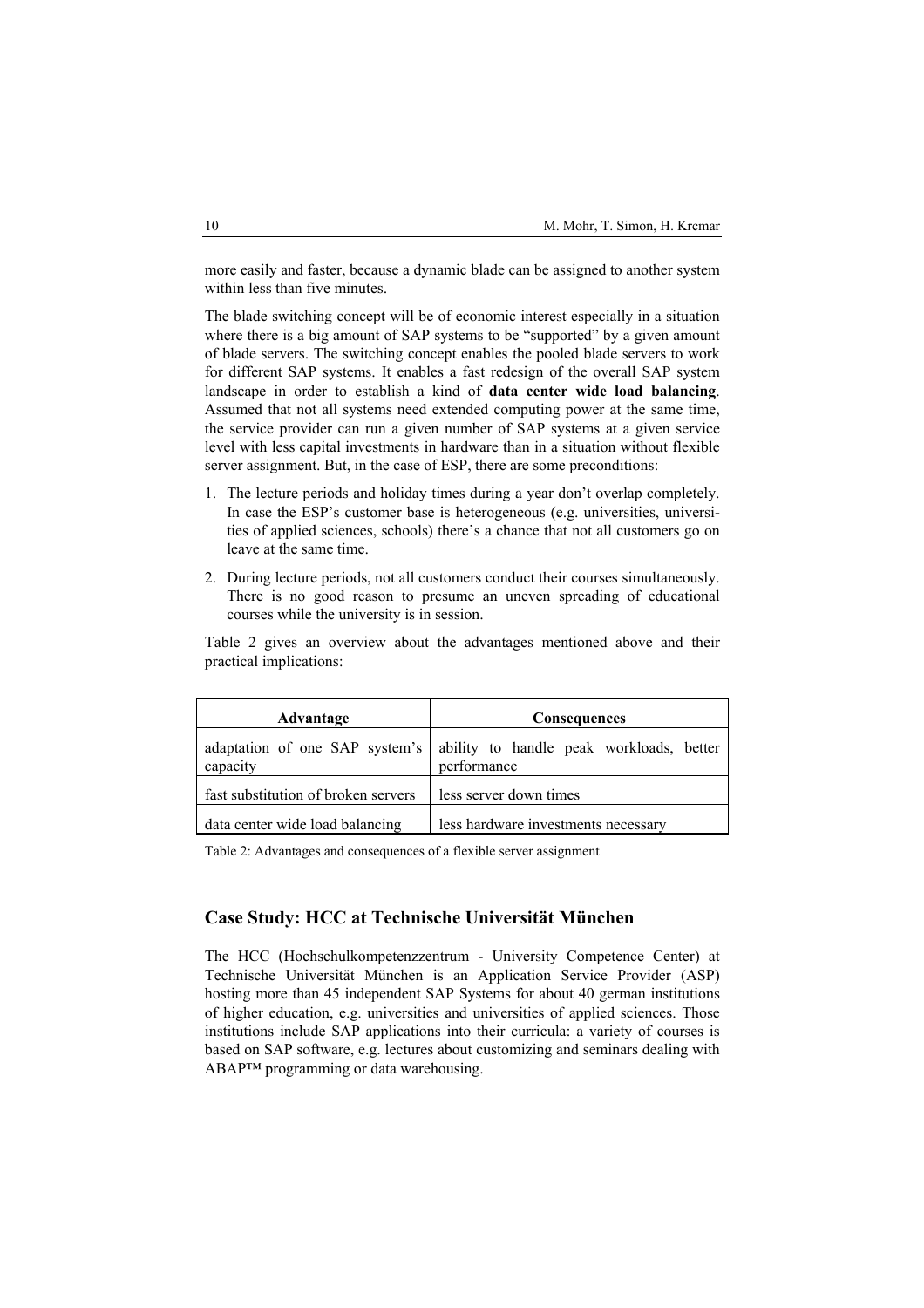more easily and faster, because a dynamic blade can be assigned to another system within less than five minutes.

The blade switching concept will be of economic interest especially in a situation where there is a big amount of SAP systems to be "supported" by a given amount of blade servers. The switching concept enables the pooled blade servers to work for different SAP systems. It enables a fast redesign of the overall SAP system landscape in order to establish a kind of **data center wide load balancing**. Assumed that not all systems need extended computing power at the same time, the service provider can run a given number of SAP systems at a given service level with less capital investments in hardware than in a situation without flexible server assignment. But, in the case of ESP, there are some preconditions:

1. The lecture periods and holiday times during a year don't overlap completely. In case the ESP's customer base is heterogeneous (e.g. universities, universities of applied sciences, schools) there's a chance that not all customers go on leave at the same time.
2. During lecture periods, not all customers conduct their courses simultaneously. There is no good reason to presume an uneven spreading of educational courses while the university is in session.

Table 2 gives an overview about the advantages mentioned above and their practical implications:

| Advantage | Consequences |
|---|---|
| adaptation of one SAP system's capacity | ability to handle peak workloads, better performance |
| fast substitution of broken servers | less server down times |
| data center wide load balancing | less hardware investments necessary |

Table 2: Advantages and consequences of a flexible server assignment

## Case Study: HCC at Technische Universität München

The HCC (Hochschulkompetenzzentrum - University Competence Center) at Technische Universität München is an Application Service Provider (ASP) hosting more than 45 independent SAP Systems for about 40 german institutions of higher education, e.g. universities and universities of applied sciences. Those institutions include SAP applications into their curricula: a variety of courses is based on SAP software, e.g. lectures about customizing and seminars dealing with ABAP™ programming or data warehousing.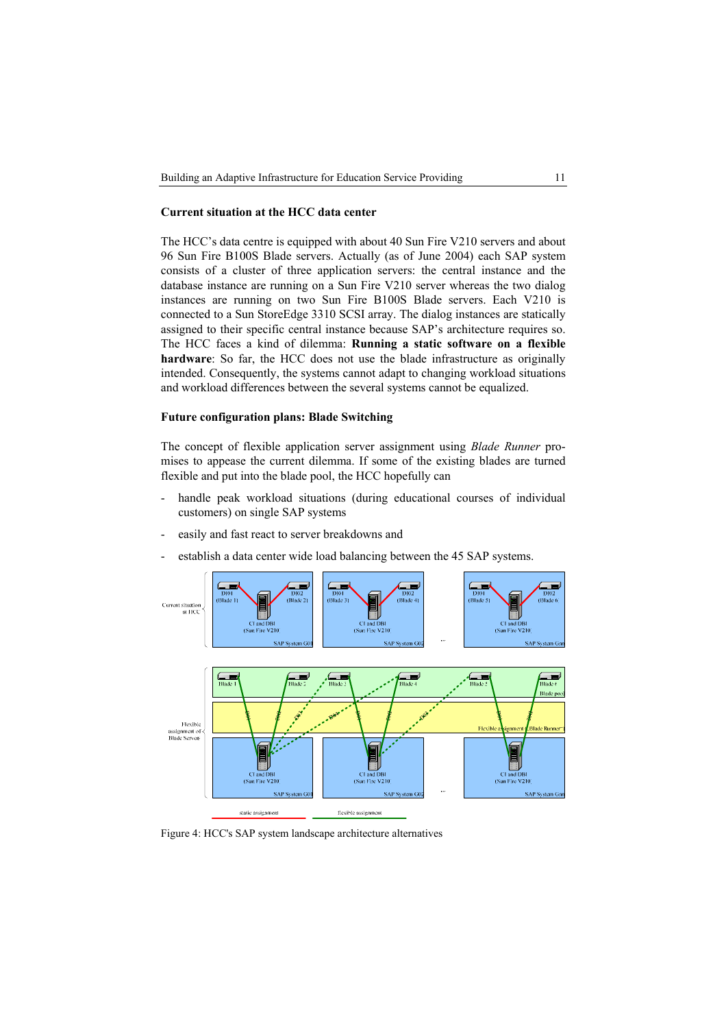### Current situation at the HCC data center

The HCC's data centre is equipped with about 40 Sun Fire V210 servers and about 96 Sun Fire B100S Blade servers. Actually (as of June 2004) each SAP system consists of a cluster of three application servers: the central instance and the database instance are running on a Sun Fire V210 server whereas the two dialog instances are running on two Sun Fire B100S Blade servers. Each V210 is connected to a Sun StoreEdge 3310 SCSI array. The dialog instances are statically assigned to their specific central instance because SAP's architecture requires so. The HCC faces a kind of dilemma: **Running a static software on a flexible hardware**: So far, the HCC does not use the blade infrastructure as originally intended. Consequently, the systems cannot adapt to changing workload situations and workload differences between the several systems cannot be equalized.

### Future configuration plans: Blade Switching

The concept of flexible application server assignment using *Blade Runner* promises to appease the current dilemma. If some of the existing blades are turned flexible and put into the blade pool, the HCC hopefully can

- handle peak workload situations (during educational courses of individual customers) on single SAP systems
- easily and fast react to server breakdowns and
- establish a data center wide load balancing between the 45 SAP systems.

Figure 4: HCC's SAP system landscape architecture alternatives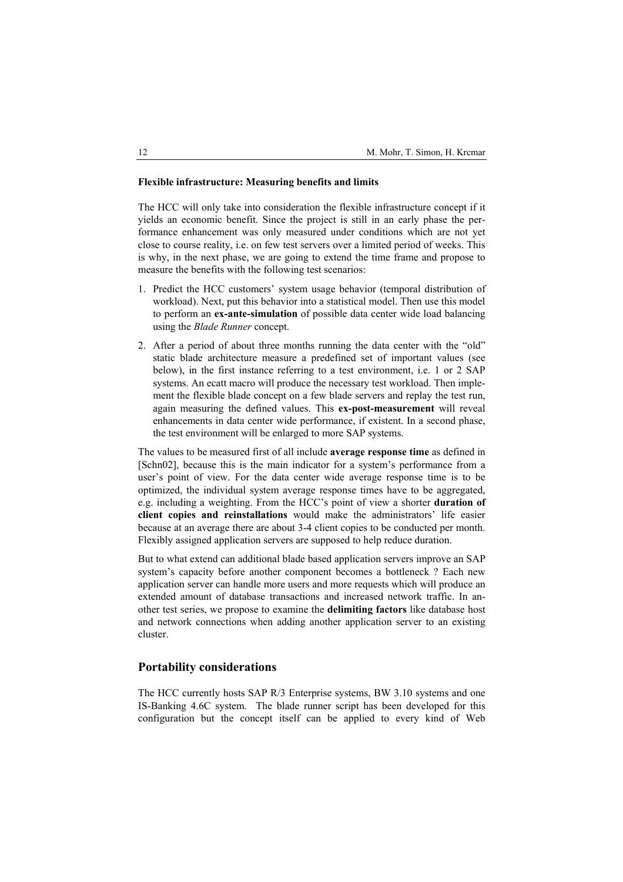**Flexible infrastructure: Measuring benefits and limits**

The HCC will only take into consideration the flexible infrastructure concept if it yields an economic benefit. Since the project is still in an early phase the performance enhancement was only measured under conditions which are not yet close to course reality, i.e. on few test servers over a limited period of weeks. This is why, in the next phase, we are going to extend the time frame and propose to measure the benefits with the following test scenarios:

1. Predict the HCC customers' system usage behavior (temporal distribution of workload). Next, put this behavior into a statistical model. Then use this model to perform an **ex-ante-simulation** of possible data center wide load balancing using the *Blade Runner* concept.
2. After a period of about three months running the data center with the "old" static blade architecture measure a predefined set of important values (see below), in the first instance referring to a test environment, i.e. 1 or 2 SAP systems. An ecatt macro will produce the necessary test workload. Then implement the flexible blade concept on a few blade servers and replay the test run, again measuring the defined values. This **ex-post-measurement** will reveal enhancements in data center wide performance, if existent. In a second phase, the test environment will be enlarged to more SAP systems.

The values to be measured first of all include **average response time** as defined in [Schn02], because this is the main indicator for a system's performance from a user's point of view. For the data center wide average response time is to be optimized, the individual system average response times have to be aggregated, e.g. including a weighting. From the HCC's point of view a shorter **duration of client copies and reinstallations** would make the administrators' life easier because at an average there are about 3-4 client copies to be conducted per month. Flexibly assigned application servers are supposed to help reduce duration.

But to what extend can additional blade based application servers improve an SAP system's capacity before another component becomes a bottleneck ? Each new application server can handle more users and more requests which will produce an extended amount of database transactions and increased network traffic. In another test series, we propose to examine the **delimiting factors** like database host and network connections when adding another application server to an existing cluster.

## Portability considerations

The HCC currently hosts SAP R/3 Enterprise systems, BW 3.10 systems and one IS-Banking 4.6C system. The blade runner script has been developed for this configuration but the concept itself can be applied to every kind of Web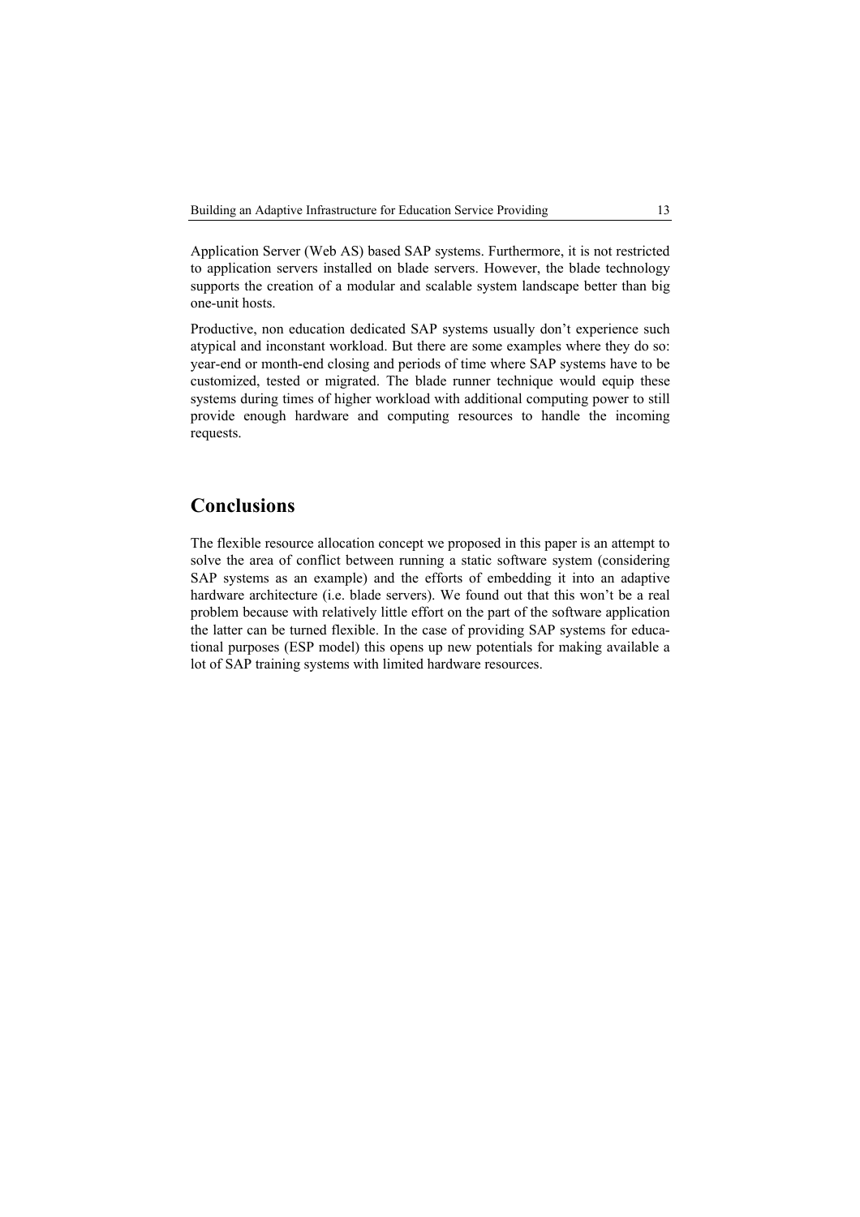Application Server (Web AS) based SAP systems. Furthermore, it is not restricted to application servers installed on blade servers. However, the blade technology supports the creation of a modular and scalable system landscape better than big one-unit hosts.

Productive, non education dedicated SAP systems usually don't experience such atypical and inconstant workload. But there are some examples where they do so: year-end or month-end closing and periods of time where SAP systems have to be customized, tested or migrated. The blade runner technique would equip these systems during times of higher workload with additional computing power to still provide enough hardware and computing resources to handle the incoming requests.

## Conclusions

The flexible resource allocation concept we proposed in this paper is an attempt to solve the area of conflict between running a static software system (considering SAP systems as an example) and the efforts of embedding it into an adaptive hardware architecture (i.e. blade servers). We found out that this won't be a real problem because with relatively little effort on the part of the software application the latter can be turned flexible. In the case of providing SAP systems for educational purposes (ESP model) this opens up new potentials for making available a lot of SAP training systems with limited hardware resources.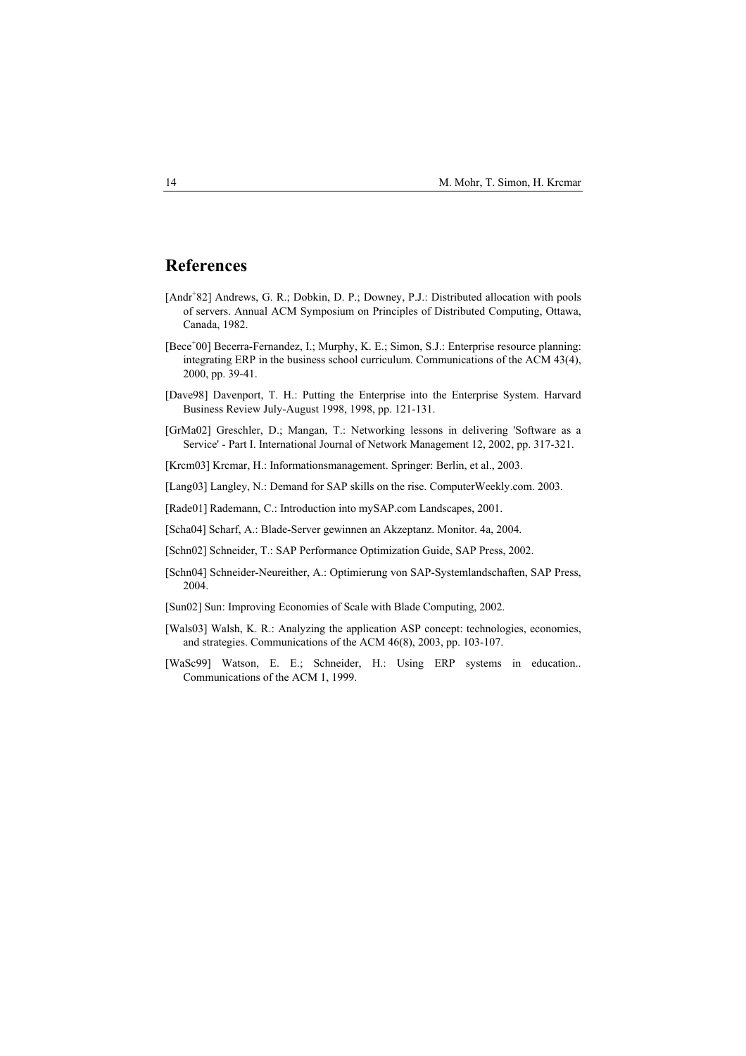## References

[Andr[+]82] Andrews, G. R.; Dobkin, D. P.; Downey, P.J.: Distributed allocation with pools of servers. Annual ACM Symposium on Principles of Distributed Computing, Ottawa, Canada, 1982.

[Bece[+]00] Becerra-Fernandez, I.; Murphy, K. E.; Simon, S.J.: Enterprise resource planning: integrating ERP in the business school curriculum. Communications of the ACM 43(4), 2000, pp. 39-41.

[Dave98] Davenport, T. H.: Putting the Enterprise into the Enterprise System. Harvard Business Review July-August 1998, 1998, pp. 121-131.

[GrMa02] Greschler, D.; Mangan, T.: Networking lessons in delivering 'Software as a Service' - Part I. International Journal of Network Management 12, 2002, pp. 317-321.

[Krcm03] Krcmar, H.: Informationsmanagement. Springer: Berlin, et al., 2003.

[Lang03] Langley, N.: Demand for SAP skills on the rise. ComputerWeekly.com. 2003.

[Rade01] Rademann, C.: Introduction into mySAP.com Landscapes, 2001.

[Scha04] Scharf, A.: Blade-Server gewinnen an Akzeptanz. Monitor. 4a, 2004.

[Schn02] Schneider, T.: SAP Performance Optimization Guide, SAP Press, 2002.

[Schn04] Schneider-Neureither, A.: Optimierung von SAP-Systemlandschaften, SAP Press, 2004.

[Sun02] Sun: Improving Economies of Scale with Blade Computing, 2002.

[Wals03] Walsh, K. R.: Analyzing the application ASP concept: technologies, economies, and strategies. Communications of the ACM 46(8), 2003, pp. 103-107.

[WaSc99] Watson, E. E.; Schneider, H.: Using ERP systems in education.. Communications of the ACM 1, 1999.